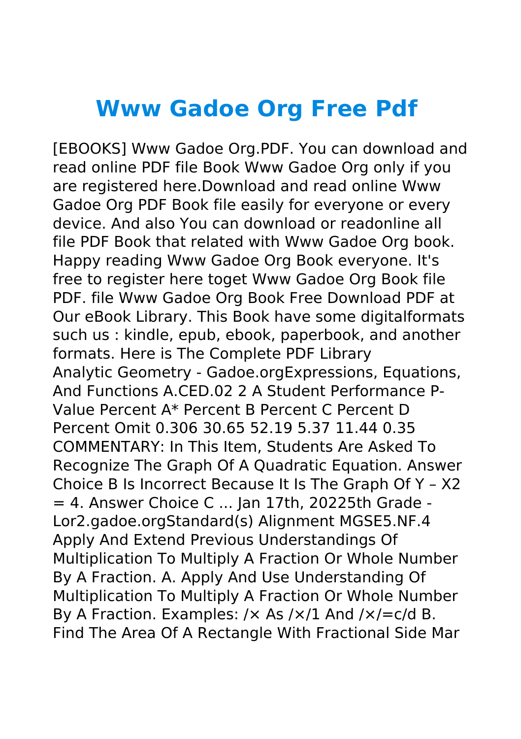# Www Gadoe Org Free Pdf

[EBOOKS] Www Gadoe Org.PDF. You can download and read online PDF file Book Www Gadoe Org only if you are registered here.Download and read online Www Gadoe Org PDF Book file easily for everyone or every device. And also You can download or readonline all file PDF Book that related with Www Gadoe Org book. Happy reading Www Gadoe Org Book everyone. It's free to register here toget Www Gadoe Org Book file PDF. file Www Gadoe Org Book Free Download PDF at Our eBook Library. This Book have some digitalformats such us : kindle, epub, ebook, paperbook, and another formats. Here is The Complete PDF Library

Analytic Geometry - Gadoe.orgExpressions, Equations, And Functions A.CED.02 2 A Student Performance P-Value Percent A* Percent B Percent C Percent D Percent Omit 0.306 30.65 52.19 5.37 11.44 0.35 COMMENTARY: In This Item, Students Are Asked To Recognize The Graph Of A Quadratic Equation. Answer Choice B Is Incorrect Because It Is The Graph Of Y – X2 = 4. Answer Choice C ... Jan 17th, 20225th Grade - Lor2.gadoe.orgStandard(s) Alignment MGSE5.NF.4 Apply And Extend Previous Understandings Of Multiplication To Multiply A Fraction Or Whole Number By A Fraction. A. Apply And Use Understanding Of Multiplication To Multiply A Fraction Or Whole Number By A Fraction. Examples: /× As /×/1 And /×/=c/d B. Find The Area Of A Rectangle With Fractional Side Mar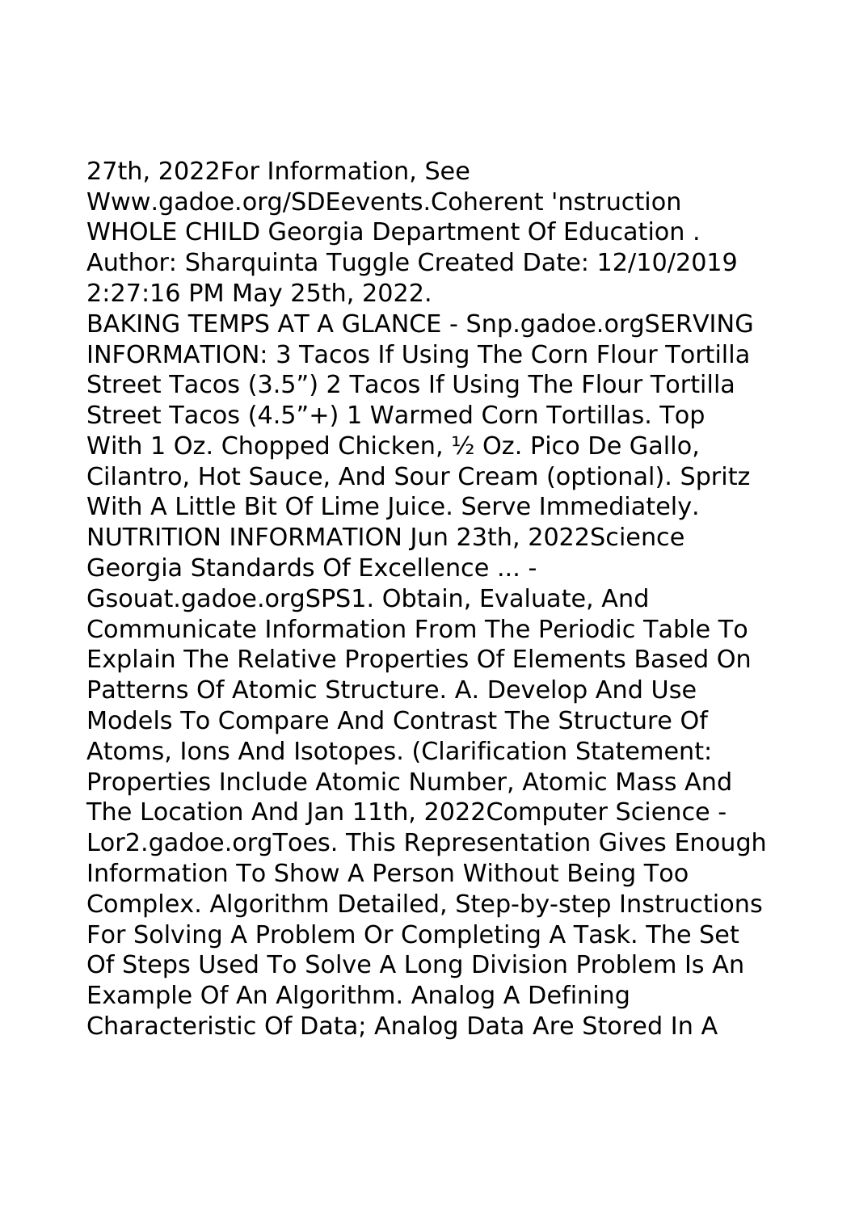27th, 2022For Information, See Www.gadoe.org/SDEevents.Coherent 'nstruction WHOLE CHILD Georgia Department Of Education . Author: Sharquinta Tuggle Created Date: 12/10/2019 2:27:16 PM May 25th, 2022.

BAKING TEMPS AT A GLANCE - Snp.gadoe.orgSERVING INFORMATION: 3 Tacos If Using The Corn Flour Tortilla Street Tacos (3.5”) 2 Tacos If Using The Flour Tortilla Street Tacos (4.5”+) 1 Warmed Corn Tortillas. Top With 1 Oz. Chopped Chicken, ½ Oz. Pico De Gallo, Cilantro, Hot Sauce, And Sour Cream (optional). Spritz With A Little Bit Of Lime Juice. Serve Immediately. NUTRITION INFORMATION Jun 23th, 2022Science Georgia Standards Of Excellence ... - Gsouat.gadoe.orgSPS1. Obtain, Evaluate, And Communicate Information From The Periodic Table To Explain The Relative Properties Of Elements Based On Patterns Of Atomic Structure. A. Develop And Use Models To Compare And Contrast The Structure Of Atoms, Ions And Isotopes. (Clarification Statement: Properties Include Atomic Number, Atomic Mass And The Location And Jan 11th, 2022Computer Science - Lor2.gadoe.orgToes. This Representation Gives Enough Information To Show A Person Without Being Too Complex. Algorithm Detailed, Step-by-step Instructions For Solving A Problem Or Completing A Task. The Set Of Steps Used To Solve A Long Division Problem Is An Example Of An Algorithm. Analog A Defining Characteristic Of Data; Analog Data Are Stored In A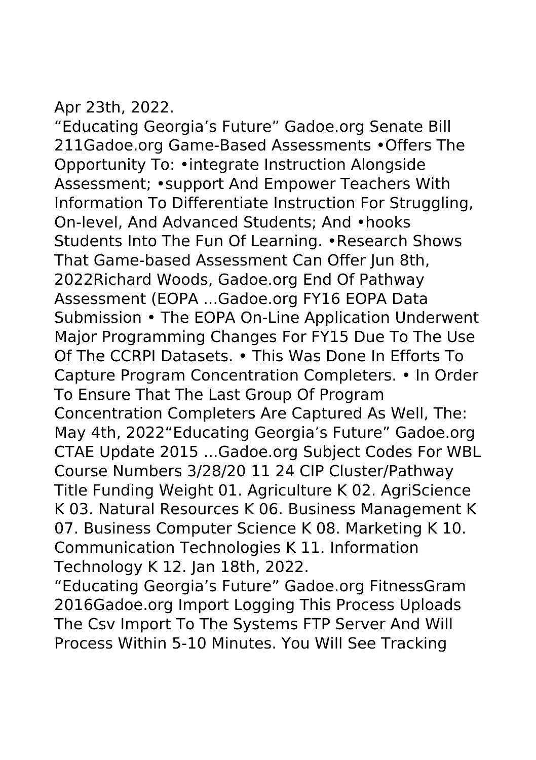Apr 23th, 2022.

“Educating Georgia’s Future” Gadoe.org Senate Bill 211Gadoe.org Game-Based Assessments •Offers The Opportunity To: •integrate Instruction Alongside Assessment; •support And Empower Teachers With Information To Differentiate Instruction For Struggling, On-level, And Advanced Students; And •hooks Students Into The Fun Of Learning. •Research Shows That Game-based Assessment Can Offer Jun 8th, 2022Richard Woods, Gadoe.org End Of Pathway Assessment (EOPA ...Gadoe.org FY16 EOPA Data Submission • The EOPA On-Line Application Underwent Major Programming Changes For FY15 Due To The Use Of The CCRPI Datasets. • This Was Done In Efforts To Capture Program Concentration Completers. • In Order To Ensure That The Last Group Of Program Concentration Completers Are Captured As Well, The: May 4th, 2022“Educating Georgia’s Future” Gadoe.org CTAE Update 2015 ...Gadoe.org Subject Codes For WBL Course Numbers 3/28/20 11 24 CIP Cluster/Pathway Title Funding Weight 01. Agriculture K 02. AgriScience K 03. Natural Resources K 06. Business Management K 07. Business Computer Science K 08. Marketing K 10. Communication Technologies K 11. Information Technology K 12. Jan 18th, 2022.

“Educating Georgia’s Future” Gadoe.org FitnessGram 2016Gadoe.org Import Logging This Process Uploads The Csv Import To The Systems FTP Server And Will Process Within 5-10 Minutes. You Will See Tracking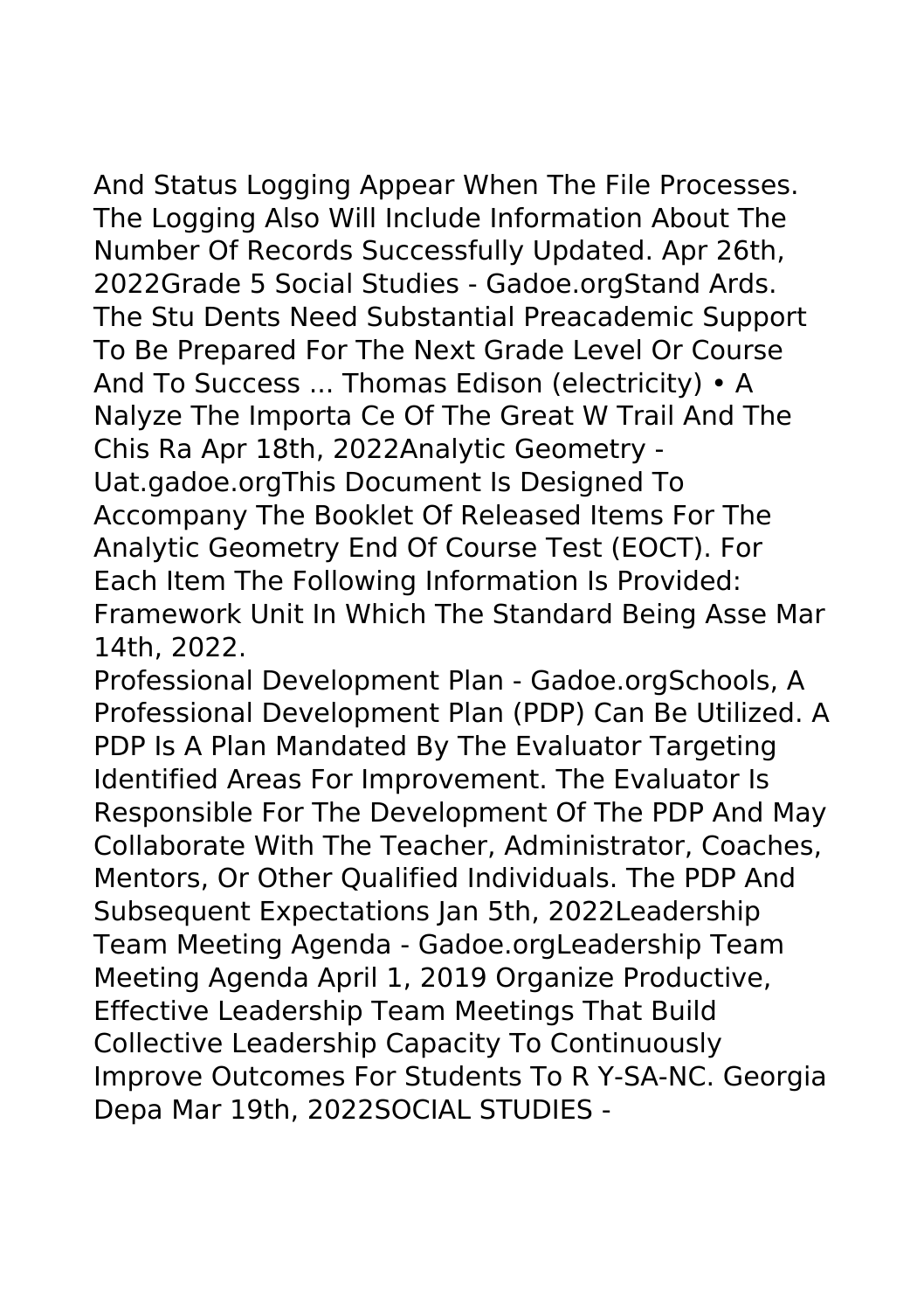And Status Logging Appear When The File Processes. The Logging Also Will Include Information About The Number Of Records Successfully Updated. Apr 26th, 2022Grade 5 Social Studies - Gadoe.orgStand Ards. The Stu Dents Need Substantial Preacademic Support To Be Prepared For The Next Grade Level Or Course And To Success ... Thomas Edison (electricity) • A Nalyze The Importa Ce Of The Great W Trail And The Chis Ra Apr 18th, 2022Analytic Geometry - Uat.gadoe.orgThis Document Is Designed To Accompany The Booklet Of Released Items For The Analytic Geometry End Of Course Test (EOCT). For Each Item The Following Information Is Provided: Framework Unit In Which The Standard Being Asse Mar 14th, 2022.

Professional Development Plan - Gadoe.orgSchools, A Professional Development Plan (PDP) Can Be Utilized. A PDP Is A Plan Mandated By The Evaluator Targeting Identified Areas For Improvement. The Evaluator Is Responsible For The Development Of The PDP And May Collaborate With The Teacher, Administrator, Coaches, Mentors, Or Other Qualified Individuals. The PDP And Subsequent Expectations Jan 5th, 2022Leadership Team Meeting Agenda - Gadoe.orgLeadership Team Meeting Agenda April 1, 2019 Organize Productive, Effective Leadership Team Meetings That Build Collective Leadership Capacity To Continuously Improve Outcomes For Students To R Y-SA-NC. Georgia Depa Mar 19th, 2022SOCIAL STUDIES -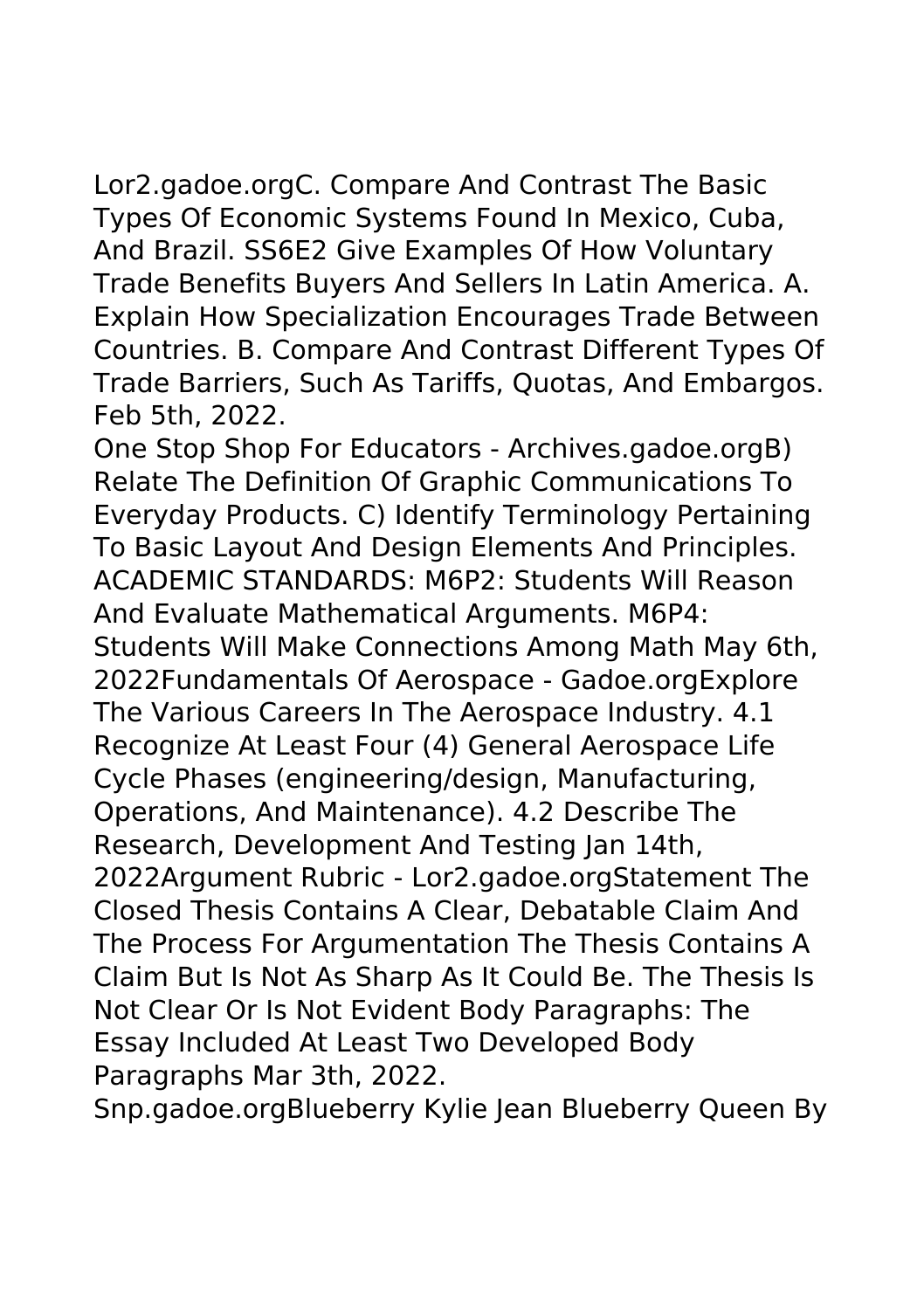Lor2.gadoe.orgC. Compare And Contrast The Basic Types Of Economic Systems Found In Mexico, Cuba, And Brazil. SS6E2 Give Examples Of How Voluntary Trade Benefits Buyers And Sellers In Latin America. A. Explain How Specialization Encourages Trade Between Countries. B. Compare And Contrast Different Types Of Trade Barriers, Such As Tariffs, Quotas, And Embargos. Feb 5th, 2022.

One Stop Shop For Educators - Archives.gadoe.orgB) Relate The Definition Of Graphic Communications To Everyday Products. C) Identify Terminology Pertaining To Basic Layout And Design Elements And Principles. ACADEMIC STANDARDS: M6P2: Students Will Reason And Evaluate Mathematical Arguments. M6P4: Students Will Make Connections Among Math May 6th, 2022Fundamentals Of Aerospace - Gadoe.orgExplore The Various Careers In The Aerospace Industry. 4.1 Recognize At Least Four (4) General Aerospace Life Cycle Phases (engineering/design, Manufacturing, Operations, And Maintenance). 4.2 Describe The Research, Development And Testing Jan 14th, 2022Argument Rubric - Lor2.gadoe.orgStatement The Closed Thesis Contains A Clear, Debatable Claim And The Process For Argumentation The Thesis Contains A Claim But Is Not As Sharp As It Could Be. The Thesis Is Not Clear Or Is Not Evident Body Paragraphs: The Essay Included At Least Two Developed Body Paragraphs Mar 3th, 2022.

Snp.gadoe.orgBlueberry Kylie Jean Blueberry Queen By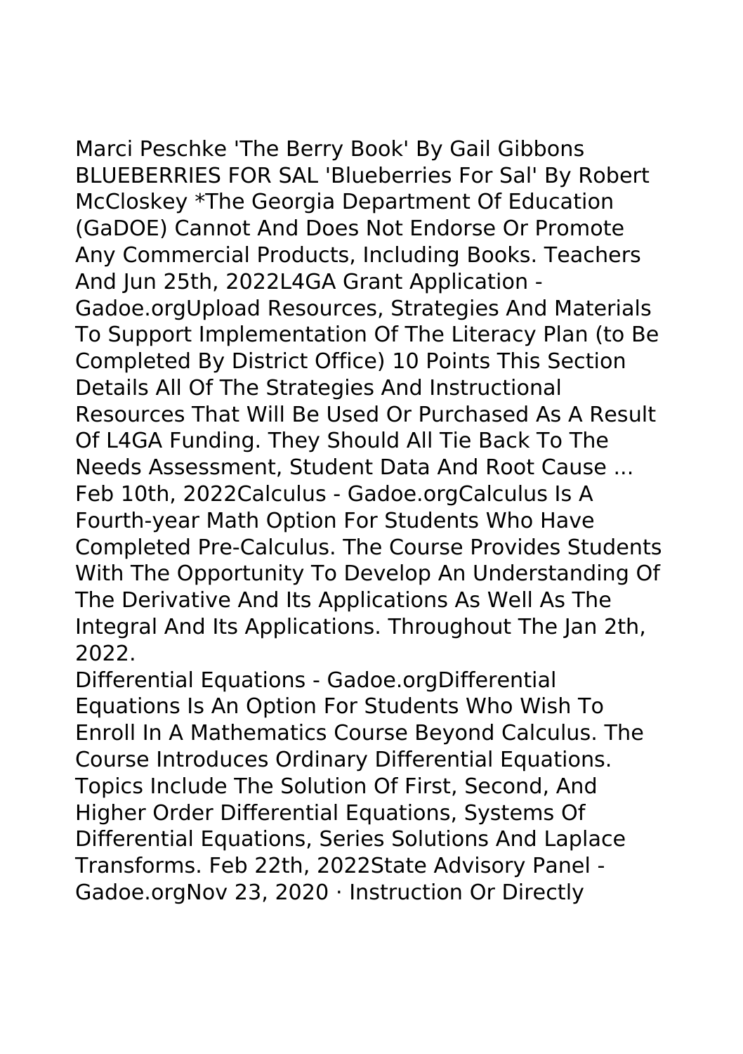Marci Peschke 'The Berry Book' By Gail Gibbons BLUEBERRIES FOR SAL 'Blueberries For Sal' By Robert McCloskey *The Georgia Department Of Education (GaDOE) Cannot And Does Not Endorse Or Promote Any Commercial Products, Including Books. Teachers And Jun 25th, 2022L4GA Grant Application - Gadoe.orgUpload Resources, Strategies And Materials To Support Implementation Of The Literacy Plan (to Be Completed By District Office) 10 Points This Section Details All Of The Strategies And Instructional Resources That Will Be Used Or Purchased As A Result Of L4GA Funding. They Should All Tie Back To The Needs Assessment, Student Data And Root Cause ... Feb 10th, 2022Calculus - Gadoe.orgCalculus Is A Fourth-year Math Option For Students Who Have Completed Pre-Calculus. The Course Provides Students With The Opportunity To Develop An Understanding Of The Derivative And Its Applications As Well As The Integral And Its Applications. Throughout The Jan 2th, 2022.

Differential Equations - Gadoe.orgDifferential Equations Is An Option For Students Who Wish To Enroll In A Mathematics Course Beyond Calculus. The Course Introduces Ordinary Differential Equations. Topics Include The Solution Of First, Second, And Higher Order Differential Equations, Systems Of Differential Equations, Series Solutions And Laplace Transforms. Feb 22th, 2022State Advisory Panel - Gadoe.orgNov 23, 2020 · Instruction Or Directly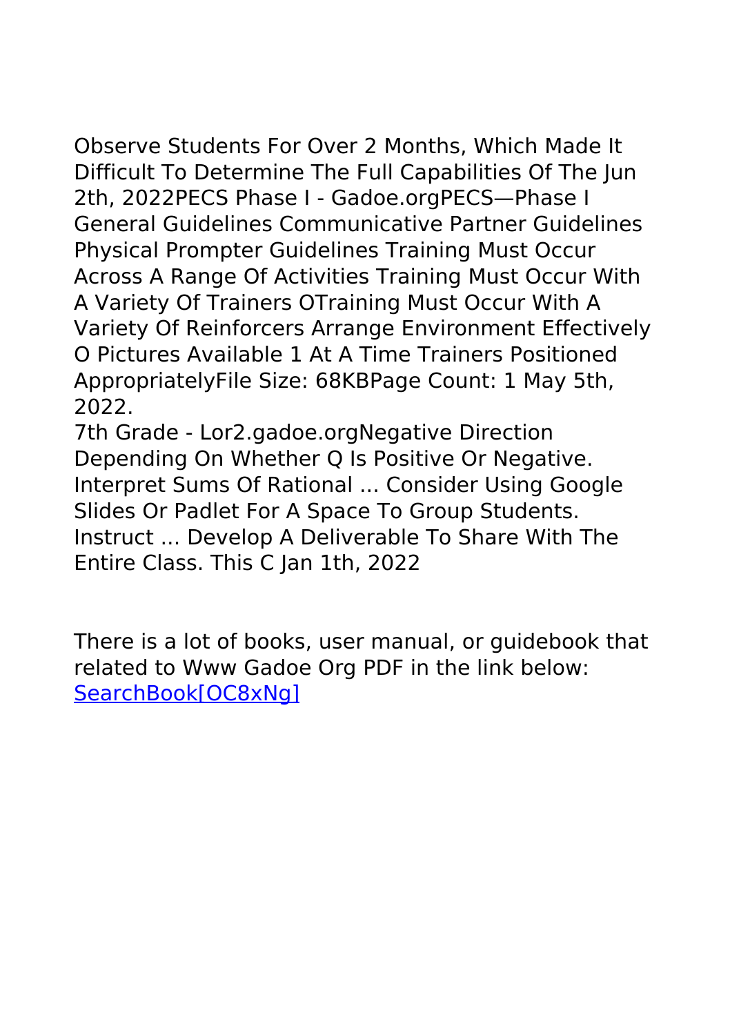Observe Students For Over 2 Months, Which Made It Difficult To Determine The Full Capabilities Of The Jun 2th, 2022PECS Phase I - Gadoe.orgPECS—Phase I General Guidelines Communicative Partner Guidelines Physical Prompter Guidelines Training Must Occur Across A Range Of Activities Training Must Occur With A Variety Of Trainers OTraining Must Occur With A Variety Of Reinforcers Arrange Environment Effectively O Pictures Available 1 At A Time Trainers Positioned AppropriatelyFile Size: 68KBPage Count: 1 May 5th, 2022.

7th Grade - Lor2.gadoe.orgNegative Direction Depending On Whether Q Is Positive Or Negative. Interpret Sums Of Rational ... Consider Using Google Slides Or Padlet For A Space To Group Students. Instruct ... Develop A Deliverable To Share With The Entire Class. This C Jan 1th, 2022

There is a lot of books, user manual, or guidebook that related to Www Gadoe Org PDF in the link below:
SearchBook[OC8xNg]